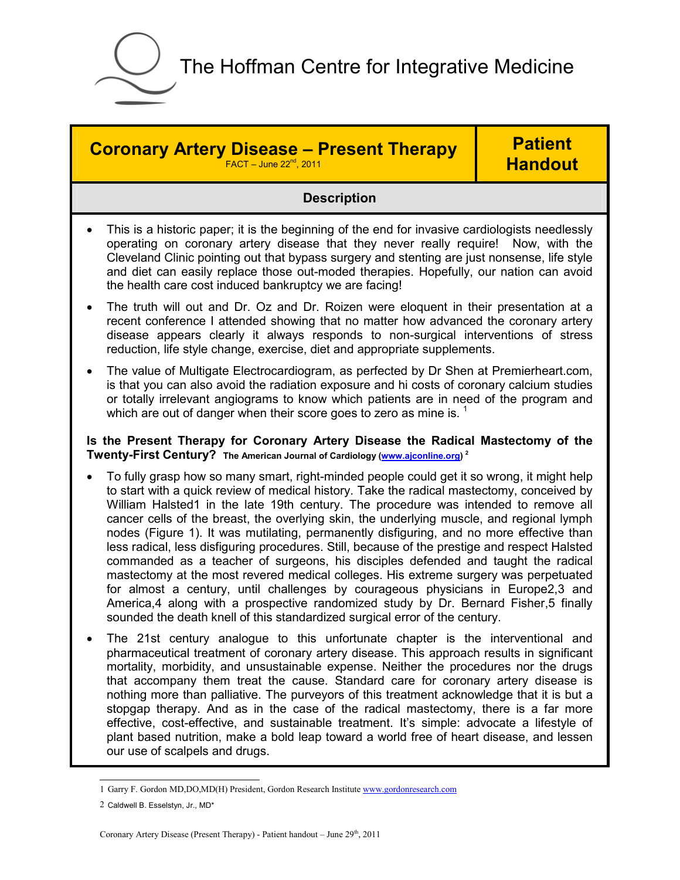# The Hoffman Centre for Integrative Medicine

## Coronary Artery Disease – Present Therapy

FACT – June 22nd, 2011

**Patient Handout**

### Description

- This is a historic paper; it is the beginning of the end for invasive cardiologists needlessly operating on coronary artery disease that they never really require! Now, with the Cleveland Clinic pointing out that bypass surgery and stenting are just nonsense, life style and diet can easily replace those out-moded therapies. Hopefully, our nation can avoid the health care cost induced bankruptcy we are facing!
- The truth will out and Dr. Oz and Dr. Roizen were eloquent in their presentation at a recent conference I attended showing that no matter how advanced the coronary artery disease appears clearly it always responds to non-surgical interventions of stress reduction, life style change, exercise, diet and appropriate supplements.
- The value of Multigate Electrocardiogram, as perfected by Dr Shen at Premierheart.com, is that you can also avoid the radiation exposure and hi costs of coronary calcium studies or totally irrelevant angiograms to know which patients are in need of the program and which are out of danger when their score goes to zero as mine is. [1]

**Is the Present Therapy for Coronary Artery Disease the Radical Mastectomy of the Twenty-First Century?** **The American Journal of Cardiology (www.ajconline.org)** [2]

- To fully grasp how so many smart, right-minded people could get it so wrong, it might help to start with a quick review of medical history. Take the radical mastectomy, conceived by William Halsted1 in the late 19th century. The procedure was intended to remove all cancer cells of the breast, the overlying skin, the underlying muscle, and regional lymph nodes (Figure 1). It was mutilating, permanently disfiguring, and no more effective than less radical, less disfiguring procedures. Still, because of the prestige and respect Halsted commanded as a teacher of surgeons, his disciples defended and taught the radical mastectomy at the most revered medical colleges. His extreme surgery was perpetuated for almost a century, until challenges by courageous physicians in Europe2,3 and America,4 along with a prospective randomized study by Dr. Bernard Fisher,5 finally sounded the death knell of this standardized surgical error of the century.
- The 21st century analogue to this unfortunate chapter is the interventional and pharmaceutical treatment of coronary artery disease. This approach results in significant mortality, morbidity, and unsustainable expense. Neither the procedures nor the drugs that accompany them treat the cause. Standard care for coronary artery disease is nothing more than palliative. The purveyors of this treatment acknowledge that it is but a stopgap therapy. And as in the case of the radical mastectomy, there is a far more effective, cost-effective, and sustainable treatment. It's simple: advocate a lifestyle of plant based nutrition, make a bold leap toward a world free of heart disease, and lessen our use of scalpels and drugs.

---

1 Garry F. Gordon MD,DO,MD(H) President, Gordon Research Institute www.gordonresearch.com

2 Caldwell B. Esselstyn, Jr., MD*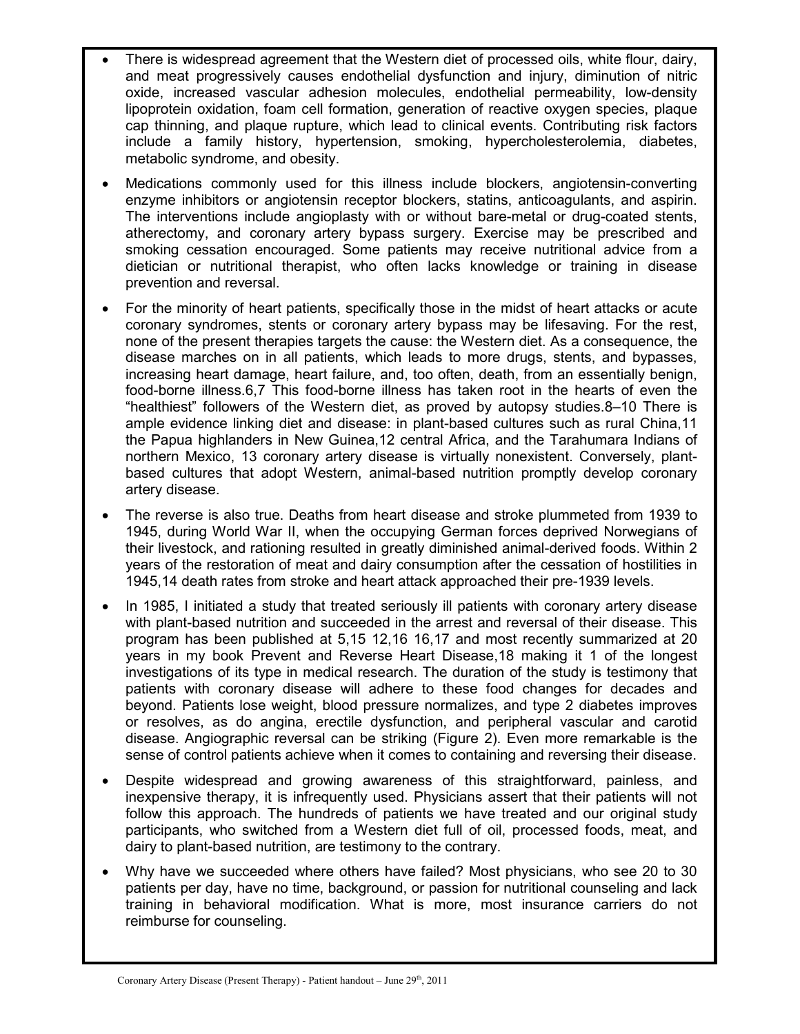- There is widespread agreement that the Western diet of processed oils, white flour, dairy, and meat progressively causes endothelial dysfunction and injury, diminution of nitric oxide, increased vascular adhesion molecules, endothelial permeability, low-density lipoprotein oxidation, foam cell formation, generation of reactive oxygen species, plaque cap thinning, and plaque rupture, which lead to clinical events. Contributing risk factors include a family history, hypertension, smoking, hypercholesterolemia, diabetes, metabolic syndrome, and obesity.

- Medications commonly used for this illness include blockers, angiotensin-converting enzyme inhibitors or angiotensin receptor blockers, statins, anticoagulants, and aspirin. The interventions include angioplasty with or without bare-metal or drug-coated stents, atherectomy, and coronary artery bypass surgery. Exercise may be prescribed and smoking cessation encouraged. Some patients may receive nutritional advice from a dietician or nutritional therapist, who often lacks knowledge or training in disease prevention and reversal.

- For the minority of heart patients, specifically those in the midst of heart attacks or acute coronary syndromes, stents or coronary artery bypass may be lifesaving. For the rest, none of the present therapies targets the cause: the Western diet. As a consequence, the disease marches on in all patients, which leads to more drugs, stents, and bypasses, increasing heart damage, heart failure, and, too often, death, from an essentially benign, food-borne illness.6,7 This food-borne illness has taken root in the hearts of even the "healthiest" followers of the Western diet, as proved by autopsy studies.8–10 There is ample evidence linking diet and disease: in plant-based cultures such as rural China,11 the Papua highlanders in New Guinea,12 central Africa, and the Tarahumara Indians of northern Mexico, 13 coronary artery disease is virtually nonexistent. Conversely, plant-based cultures that adopt Western, animal-based nutrition promptly develop coronary artery disease.

- The reverse is also true. Deaths from heart disease and stroke plummeted from 1939 to 1945, during World War II, when the occupying German forces deprived Norwegians of their livestock, and rationing resulted in greatly diminished animal-derived foods. Within 2 years of the restoration of meat and dairy consumption after the cessation of hostilities in 1945,14 death rates from stroke and heart attack approached their pre-1939 levels.

- In 1985, I initiated a study that treated seriously ill patients with coronary artery disease with plant-based nutrition and succeeded in the arrest and reversal of their disease. This program has been published at 5,15 12,16 16,17 and most recently summarized at 20 years in my book Prevent and Reverse Heart Disease,18 making it 1 of the longest investigations of its type in medical research. The duration of the study is testimony that patients with coronary disease will adhere to these food changes for decades and beyond. Patients lose weight, blood pressure normalizes, and type 2 diabetes improves or resolves, as do angina, erectile dysfunction, and peripheral vascular and carotid disease. Angiographic reversal can be striking (Figure 2). Even more remarkable is the sense of control patients achieve when it comes to containing and reversing their disease.

- Despite widespread and growing awareness of this straightforward, painless, and inexpensive therapy, it is infrequently used. Physicians assert that their patients will not follow this approach. The hundreds of patients we have treated and our original study participants, who switched from a Western diet full of oil, processed foods, meat, and dairy to plant-based nutrition, are testimony to the contrary.

- Why have we succeeded where others have failed? Most physicians, who see 20 to 30 patients per day, have no time, background, or passion for nutritional counseling and lack training in behavioral modification. What is more, most insurance carriers do not reimburse for counseling.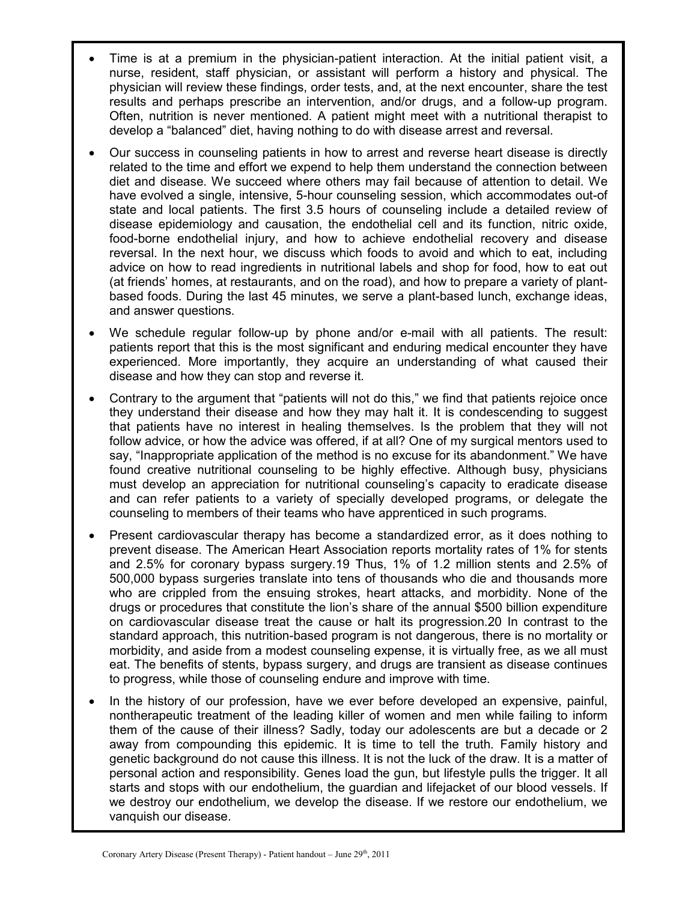- Time is at a premium in the physician-patient interaction. At the initial patient visit, a nurse, resident, staff physician, or assistant will perform a history and physical. The physician will review these findings, order tests, and, at the next encounter, share the test results and perhaps prescribe an intervention, and/or drugs, and a follow-up program. Often, nutrition is never mentioned. A patient might meet with a nutritional therapist to develop a "balanced" diet, having nothing to do with disease arrest and reversal.

- Our success in counseling patients in how to arrest and reverse heart disease is directly related to the time and effort we expend to help them understand the connection between diet and disease. We succeed where others may fail because of attention to detail. We have evolved a single, intensive, 5-hour counseling session, which accommodates out-of state and local patients. The first 3.5 hours of counseling include a detailed review of disease epidemiology and causation, the endothelial cell and its function, nitric oxide, food-borne endothelial injury, and how to achieve endothelial recovery and disease reversal. In the next hour, we discuss which foods to avoid and which to eat, including advice on how to read ingredients in nutritional labels and shop for food, how to eat out (at friends' homes, at restaurants, and on the road), and how to prepare a variety of plant-based foods. During the last 45 minutes, we serve a plant-based lunch, exchange ideas, and answer questions.

- We schedule regular follow-up by phone and/or e-mail with all patients. The result: patients report that this is the most significant and enduring medical encounter they have experienced. More importantly, they acquire an understanding of what caused their disease and how they can stop and reverse it.

- Contrary to the argument that "patients will not do this," we find that patients rejoice once they understand their disease and how they may halt it. It is condescending to suggest that patients have no interest in healing themselves. Is the problem that they will not follow advice, or how the advice was offered, if at all? One of my surgical mentors used to say, "Inappropriate application of the method is no excuse for its abandonment." We have found creative nutritional counseling to be highly effective. Although busy, physicians must develop an appreciation for nutritional counseling's capacity to eradicate disease and can refer patients to a variety of specially developed programs, or delegate the counseling to members of their teams who have apprenticed in such programs.

- Present cardiovascular therapy has become a standardized error, as it does nothing to prevent disease. The American Heart Association reports mortality rates of 1% for stents and 2.5% for coronary bypass surgery.19 Thus, 1% of 1.2 million stents and 2.5% of 500,000 bypass surgeries translate into tens of thousands who die and thousands more who are crippled from the ensuing strokes, heart attacks, and morbidity. None of the drugs or procedures that constitute the lion's share of the annual $500 billion expenditure on cardiovascular disease treat the cause or halt its progression.20 In contrast to the standard approach, this nutrition-based program is not dangerous, there is no mortality or morbidity, and aside from a modest counseling expense, it is virtually free, as we all must eat. The benefits of stents, bypass surgery, and drugs are transient as disease continues to progress, while those of counseling endure and improve with time.

- In the history of our profession, have we ever before developed an expensive, painful, nontherapeutic treatment of the leading killer of women and men while failing to inform them of the cause of their illness? Sadly, today our adolescents are but a decade or 2 away from compounding this epidemic. It is time to tell the truth. Family history and genetic background do not cause this illness. It is not the luck of the draw. It is a matter of personal action and responsibility. Genes load the gun, but lifestyle pulls the trigger. It all starts and stops with our endothelium, the guardian and lifejacket of our blood vessels. If we destroy our endothelium, we develop the disease. If we restore our endothelium, we vanquish our disease.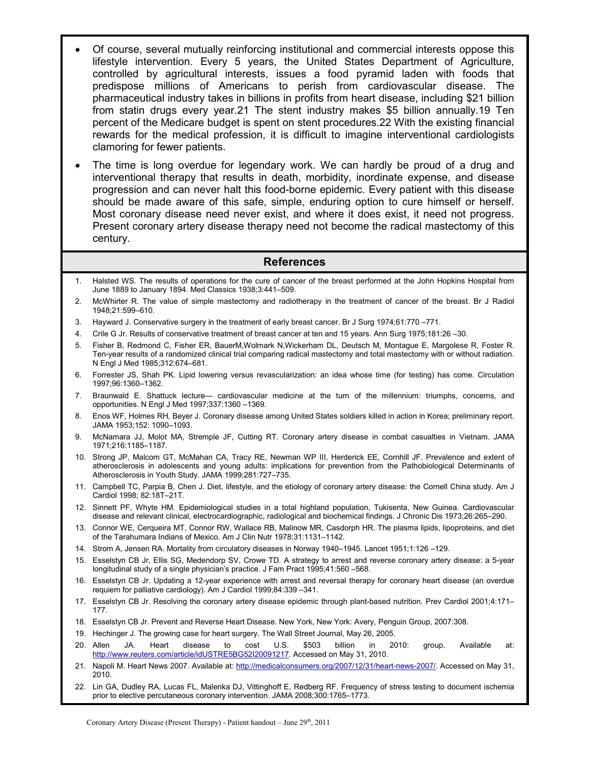- Of course, several mutually reinforcing institutional and commercial interests oppose this lifestyle intervention. Every 5 years, the United States Department of Agriculture, controlled by agricultural interests, issues a food pyramid laden with foods that predispose millions of Americans to perish from cardiovascular disease. The pharmaceutical industry takes in billions in profits from heart disease, including $21 billion from statin drugs every year.[21] The stent industry makes $5 billion annually.[19] Ten percent of the Medicare budget is spent on stent procedures.[22] With the existing financial rewards for the medical profession, it is difficult to imagine interventional cardiologists clamoring for fewer patients.
- The time is long overdue for legendary work. We can hardly be proud of a drug and interventional therapy that results in death, morbidity, inordinate expense, and disease progression and can never halt this food-borne epidemic. Every patient with this disease should be made aware of this safe, simple, enduring option to cure himself or herself. Most coronary disease need never exist, and where it does exist, it need not progress. Present coronary artery disease therapy need not become the radical mastectomy of this century.

## References

1. Halsted WS. The results of operations for the cure of cancer of the breast performed at the John Hopkins Hospital from June 1889 to January 1894. Med Classics 1938;3:441–509.
2. McWhirter R. The value of simple mastectomy and radiotherapy in the treatment of cancer of the breast. Br J Radiol 1948;21:599–610.
3. Hayward J. Conservative surgery in the treatment of early breast cancer. Br J Surg 1974;61:770 –771.
4. Crile G Jr. Results of conservative treatment of breast cancer at ten and 15 years. Ann Surg 1975;181:26 –30.
5. Fisher B, Redmond C, Fisher ER, BauerM,Wolmark N,Wickerham DL, Deutsch M, Montague E, Margolese R, Foster R. Ten-year results of a randomized clinical trial comparing radical mastectomy and total mastectomy with or without radiation. N Engl J Med 1985;312:674–681.
6. Forrester JS, Shah PK. Lipid lowering versus revascularization: an idea whose time (for testing) has come. Circulation 1997;96:1360–1362.
7. Braunwald E. Shattuck lecture— cardiovascular medicine at the turn of the millennium: triumphs, concerns, and opportunities. N Engl J Med 1997;337:1360 –1369.
8. Enos WF, Holmes RH, Beyer J. Coronary disease among United States soldiers killed in action in Korea; preliminary report. JAMA 1953;152: 1090–1093.
9. McNamara JJ, Molot MA, Stremple JF, Cutting RT. Coronary artery disease in combat casualties in Vietnam. JAMA 1971;216:1185–1187.
10. Strong JP, Malcom GT, McMahan CA, Tracy RE, Newman WP III, Herderick EE, Cornhill JF. Prevalence and extent of atherosclerosis in adolescents and young adults: implications for prevention from the Pathobiological Determinants of Atherosclerosis in Youth Study. JAMA 1999;281:727–735.
11. Campbell TC, Parpia B, Chen J. Diet, lifestyle, and the etiology of coronary artery disease: the Cornell China study. Am J Cardiol 1998; 82:18T–21T.
12. Sinnett PF, Whyte HM. Epidemiological studies in a total highland population, Tukisenta, New Guinea. Cardiovascular disease and relevant clinical, electrocardiographic, radiological and biochemical findings. J Chronic Dis 1973;26:265–290.
13. Connor WE, Cerqueira MT, Connor RW, Wallace RB, Malinow MR, Casdorph HR. The plasma lipids, lipoproteins, and diet of the Tarahumara Indians of Mexico. Am J Clin Nutr 1978;31:1131–1142.
14. Strom A, Jensen RA. Mortality from circulatory diseases in Norway 1940–1945. Lancet 1951;1:126 –129.
15. Esselstyn CB Jr, Ellis SG, Medendorp SV, Crowe TD. A strategy to arrest and reverse coronary artery disease: a 5-year longitudinal study of a single physician's practice. J Fam Pract 1995;41:560 –568.
16. Esselstyn CB Jr. Updating a 12-year experience with arrest and reversal therapy for coronary heart disease (an overdue requiem for palliative cardiology). Am J Cardiol 1999;84:339 –341.
17. Esselstyn CB Jr. Resolving the coronary artery disease epidemic through plant-based nutrition. Prev Cardiol 2001;4:171–177.
18. Esselstyn CB Jr. Prevent and Reverse Heart Disease. New York, New York: Avery, Penguin Group, 2007:308.
19. Hechinger J. The growing case for heart surgery. The Wall Street Journal, May 26, 2005.
20. Allen JA. Heart disease to cost U.S. $503 billion in 2010: group. Available at: http://www.reuters.com/article/idUSTRE5BG52I20091217. Accessed on May 31, 2010.
21. Napoli M. Heart News 2007. Available at: http://medicalconsumers.org/2007/12/31/heart-news-2007/. Accessed on May 31, 2010.
22. Lin GA, Dudley RA, Lucas FL, Malenka DJ, Vittinghoff E, Redberg RF. Frequency of stress testing to document ischemia prior to elective percutaneous coronary intervention. JAMA 2008;300:1765–1773.